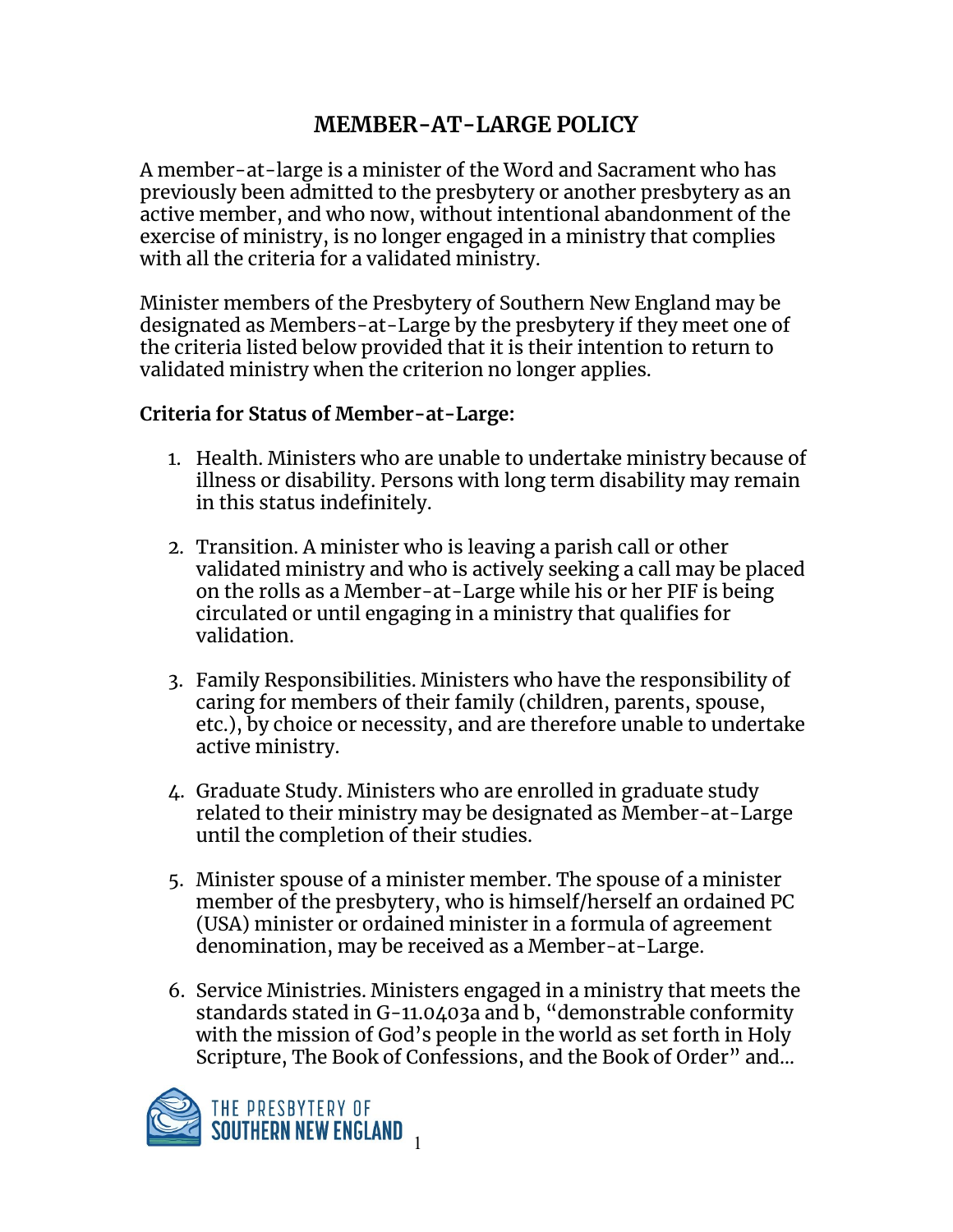# MEMBER-AT-LARGE POLICY

A member-at-large is a minister of the Word and Sacrament who has previously been admitted to the presbytery or another presbytery as an active member, and who now, without intentional abandonment of the exercise of ministry, is no longer engaged in a ministry that complies with all the criteria for a validated ministry.

Minister members of the Presbytery of Southern New England may be designated as Members-at-Large by the presbytery if they meet one of the criteria listed below provided that it is their intention to return to validated ministry when the criterion no longer applies.

**Criteria for Status of Member-at-Large:**

1. Health. Ministers who are unable to undertake ministry because of illness or disability. Persons with long term disability may remain in this status indefinitely.

2. Transition. A minister who is leaving a parish call or other validated ministry and who is actively seeking a call may be placed on the rolls as a Member-at-Large while his or her PIF is being circulated or until engaging in a ministry that qualifies for validation.

3. Family Responsibilities. Ministers who have the responsibility of caring for members of their family (children, parents, spouse, etc.), by choice or necessity, and are therefore unable to undertake active ministry.

4. Graduate Study. Ministers who are enrolled in graduate study related to their ministry may be designated as Member-at-Large until the completion of their studies.

5. Minister spouse of a minister member. The spouse of a minister member of the presbytery, who is himself/herself an ordained PC (USA) minister or ordained minister in a formula of agreement denomination, may be received as a Member-at-Large.

6. Service Ministries. Ministers engaged in a ministry that meets the standards stated in G-11.0403a and b, "demonstrable conformity with the mission of God's people in the world as set forth in Holy Scripture, The Book of Confessions, and the Book of Order" and...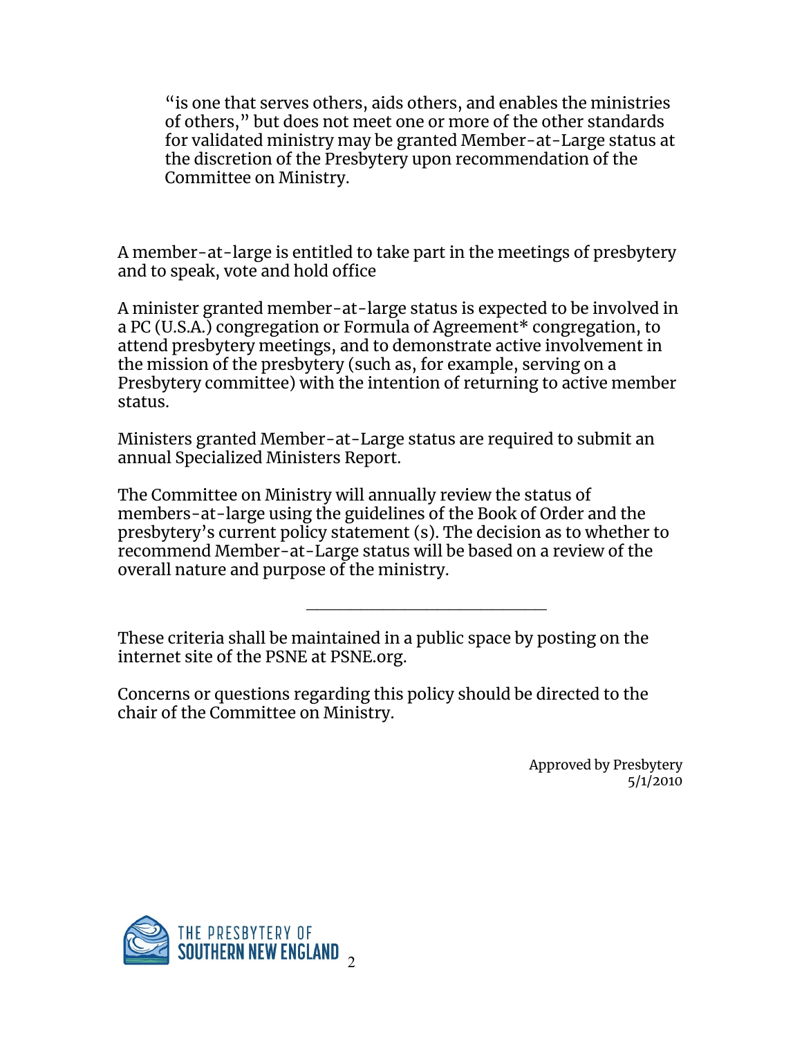"is one that serves others, aids others, and enables the ministries of others," but does not meet one or more of the other standards for validated ministry may be granted Member-at-Large status at the discretion of the Presbytery upon recommendation of the Committee on Ministry.

A member-at-large is entitled to take part in the meetings of presbytery and to speak, vote and hold office

A minister granted member-at-large status is expected to be involved in a PC (U.S.A.) congregation or Formula of Agreement* congregation, to attend presbytery meetings, and to demonstrate active involvement in the mission of the presbytery (such as, for example, serving on a Presbytery committee) with the intention of returning to active member status.

Ministers granted Member-at-Large status are required to submit an annual Specialized Ministers Report.

The Committee on Ministry will annually review the status of members-at-large using the guidelines of the Book of Order and the presbytery's current policy statement (s). The decision as to whether to recommend Member-at-Large status will be based on a review of the overall nature and purpose of the ministry.

---

These criteria shall be maintained in a public space by posting on the internet site of the PSNE at PSNE.org.

Concerns or questions regarding this policy should be directed to the chair of the Committee on Ministry.

Approved by Presbytery
5/1/2010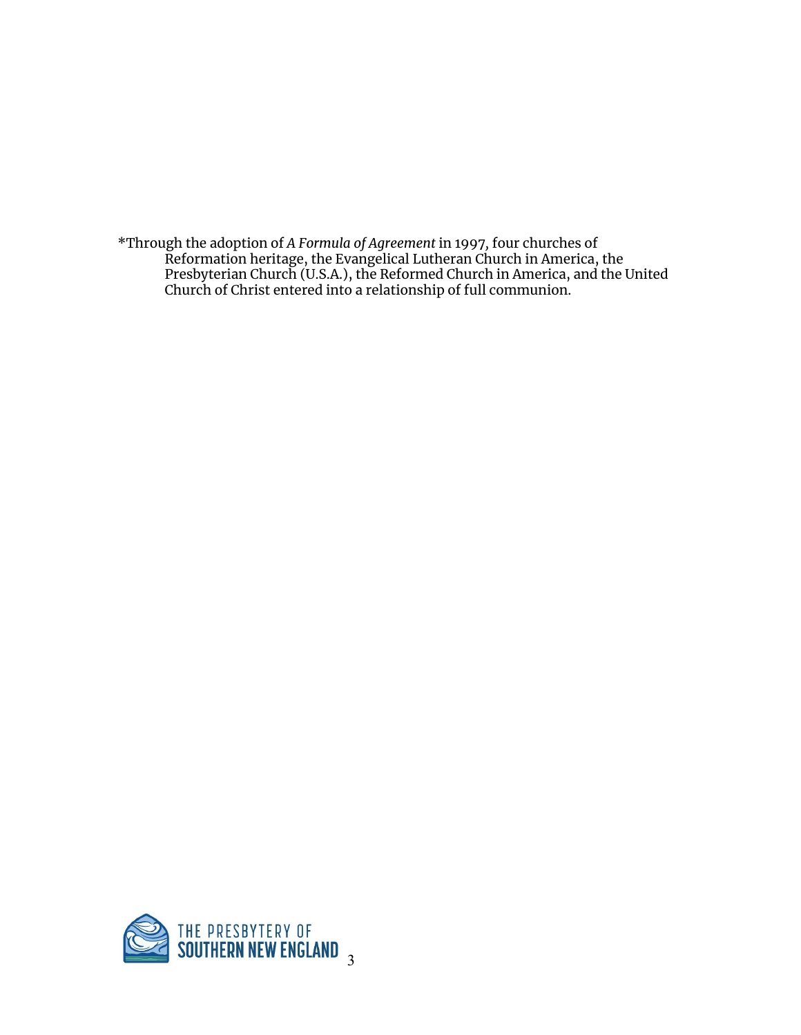*Through the adoption of *A Formula of Agreement* in 1997, four churches of Reformation heritage, the Evangelical Lutheran Church in America, the Presbyterian Church (U.S.A.), the Reformed Church in America, and the United Church of Christ entered into a relationship of full communion.